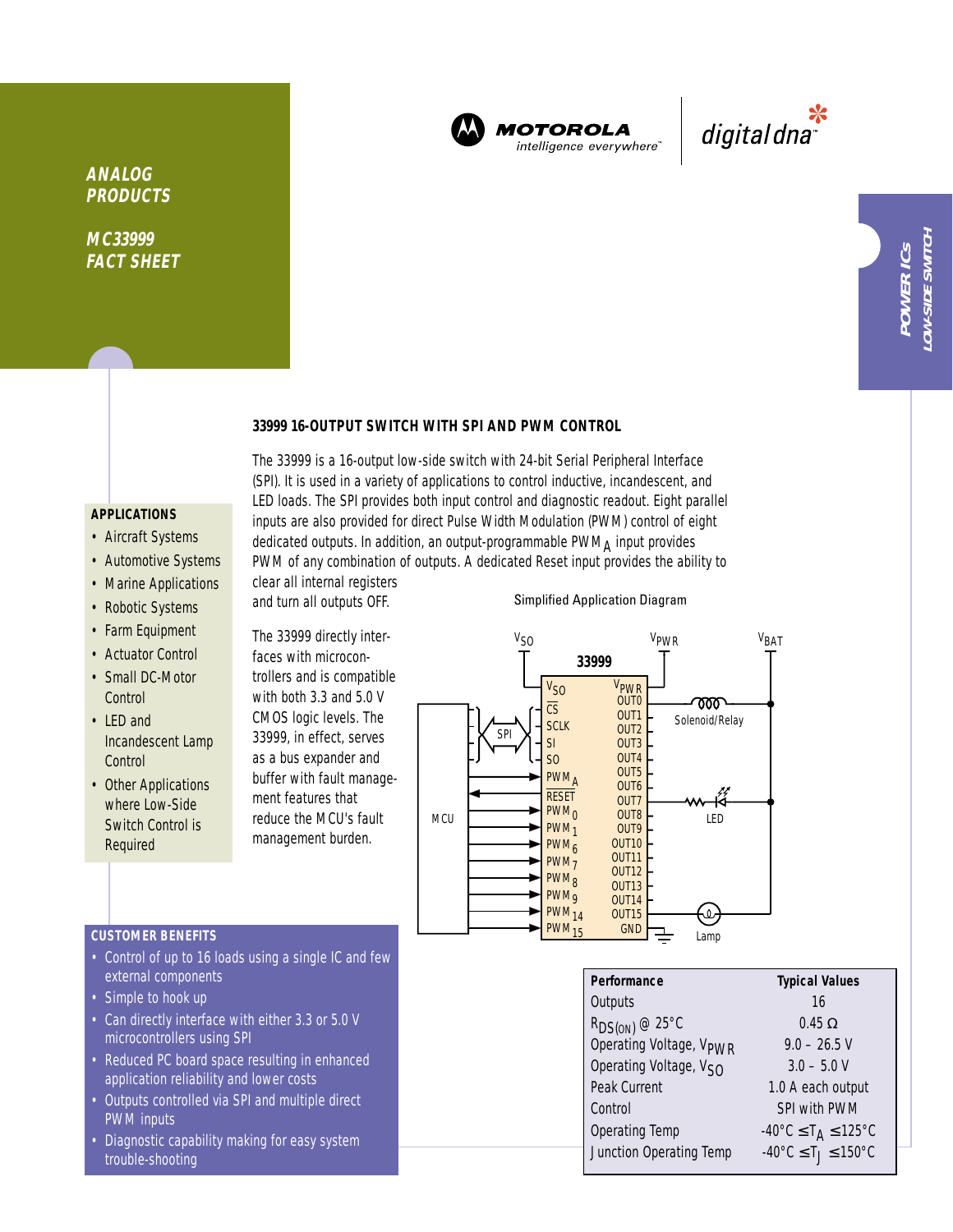ANALOG PRODUCTS

MC33999 FACT SHEET

MOTOROLA intelligence everywhere™ | digital dna™

POWER ICs
LOW-SIDE SWITCH

## 33999 16-OUTPUT SWITCH WITH SPI AND PWM CONTROL

The 33999 is a 16-output low-side switch with 24-bit Serial Peripheral Interface (SPI). It is used in a variety of applications to control inductive, incandescent, and LED loads. The SPI provides both input control and diagnostic readout. Eight parallel inputs are also provided for direct Pulse Width Modulation (PWM) control of eight dedicated outputs. In addition, an output-programmable $PWM_A$ input provides PWM of any combination of outputs. A dedicated Reset input provides the ability to clear all internal registers and turn all outputs OFF.

The 33999 directly interfaces with microcontrollers and is compatible with both 3.3 and 5.0 V CMOS logic levels. The 33999, in effect, serves as a bus expander and buffer with fault management features that reduce the MCU's fault management burden.

### APPLICATIONS

- Aircraft Systems
- Automotive Systems
- Marine Applications
- Robotic Systems
- Farm Equipment
- Actuator Control
- Small DC-Motor Control
- LED and Incandescent Lamp Control
- Other Applications where Low-Side Switch Control is Required

Simplified Application Diagram

### CUSTOMER BENEFITS

- Control of up to 16 loads using a single IC and few external components
- Simple to hook up
- Can directly interface with either 3.3 or 5.0 V microcontrollers using SPI
- Reduced PC board space resulting in enhanced application reliability and lower costs
- Outputs controlled via SPI and multiple direct PWM inputs
- Diagnostic capability making for easy system trouble-shooting

| Performance | Typical Values |
|---|---|
| Outputs | 16 |
| $R_{DS(ON)}$ @ 25°C | 0.45 Ω |
| Operating Voltage, $V_{PWR}$ | 9.0 – 26.5 V |
| Operating Voltage, $V_{SO}$ | 3.0 – 5.0 V |
| Peak Current | 1.0 A each output |
| Control | SPI with PWM |
| Operating Temp | $-40°C \leq T_A \leq 125°C$ |
| Junction Operating Temp | $-40°C \leq T_J \leq 150°C$ |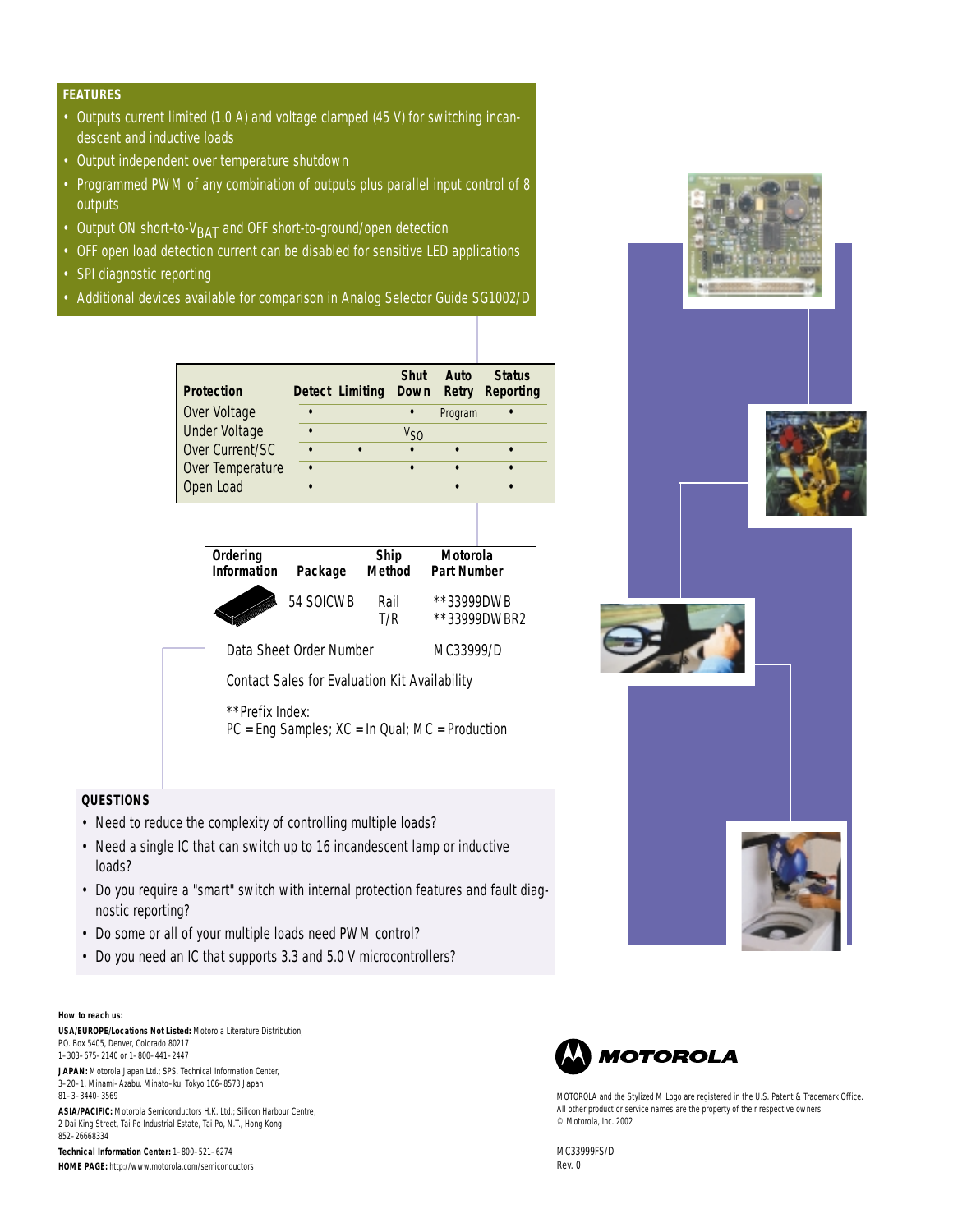## FEATURES

- Outputs current limited (1.0 A) and voltage clamped (45 V) for switching incandescent and inductive loads
- Output independent over temperature shutdown
- Programmed PWM of any combination of outputs plus parallel input control of 8 outputs
- Output ON short-to-$V_{BAT}$ and OFF short-to-ground/open detection
- OFF open load detection current can be disabled for sensitive LED applications
- SPI diagnostic reporting
- Additional devices available for comparison in Analog Selector Guide SG1002/D

| Protection | Detect | Limiting | Shut Down | Auto Retry | Status Reporting |
|---|---|---|---|---|---|
| Over Voltage | • | | • | Program | • |
| Under Voltage | • | | $V_{SO}$ | | |
| Over Current/SC | • | • | • | • | • |
| Over Temperature | • | | • | • | • |
| Open Load | • | | | • | • |

| Ordering Information | Package | Ship Method | Motorola Part Number |
|---|---|---|---|
| | 54 SOICWB | Rail<br>T/R | **33999DWB<br>**33999DWBR2 |
| Data Sheet Order Number | | | MC33999/D |
| Contact Sales for Evaluation Kit Availability | | | |
| **Prefix Index:<br>PC = Eng Samples; XC = In Qual; MC = Production | | | |

## QUESTIONS

- Need to reduce the complexity of controlling multiple loads?
- Need a single IC that can switch up to 16 incandescent lamp or inductive loads?
- Do you require a "smart" switch with internal protection features and fault diagnostic reporting?
- Do some or all of your multiple loads need PWM control?
- Do you need an IC that supports 3.3 and 5.0 V microcontrollers?

**How to reach us:**

**USA/EUROPE/Locations Not Listed:** Motorola Literature Distribution; P.O. Box 5405, Denver, Colorado 80217
1–303–675–2140 or 1–800–441–2447

**JAPAN:** Motorola Japan Ltd.; SPS, Technical Information Center, 3–20–1, Minami–Azabu. Minato–ku, Tokyo 106–8573 Japan
81–3–3440–3569

**ASIA/PACIFIC:** Motorola Semiconductors H.K. Ltd.; Silicon Harbour Centre, 2 Dai King Street, Tai Po Industrial Estate, Tai Po, N.T., Hong Kong
852–26668334

**Technical Information Center:** 1–800–521–6274

**HOME PAGE:** http://www.motorola.com/semiconductors

MOTOROLA

MOTOROLA and the Stylized M Logo are registered in the U.S. Patent & Trademark Office.
All other product or service names are the property of their respective owners.
© Motorola, Inc. 2002

MC33999FS/D
Rev. 0